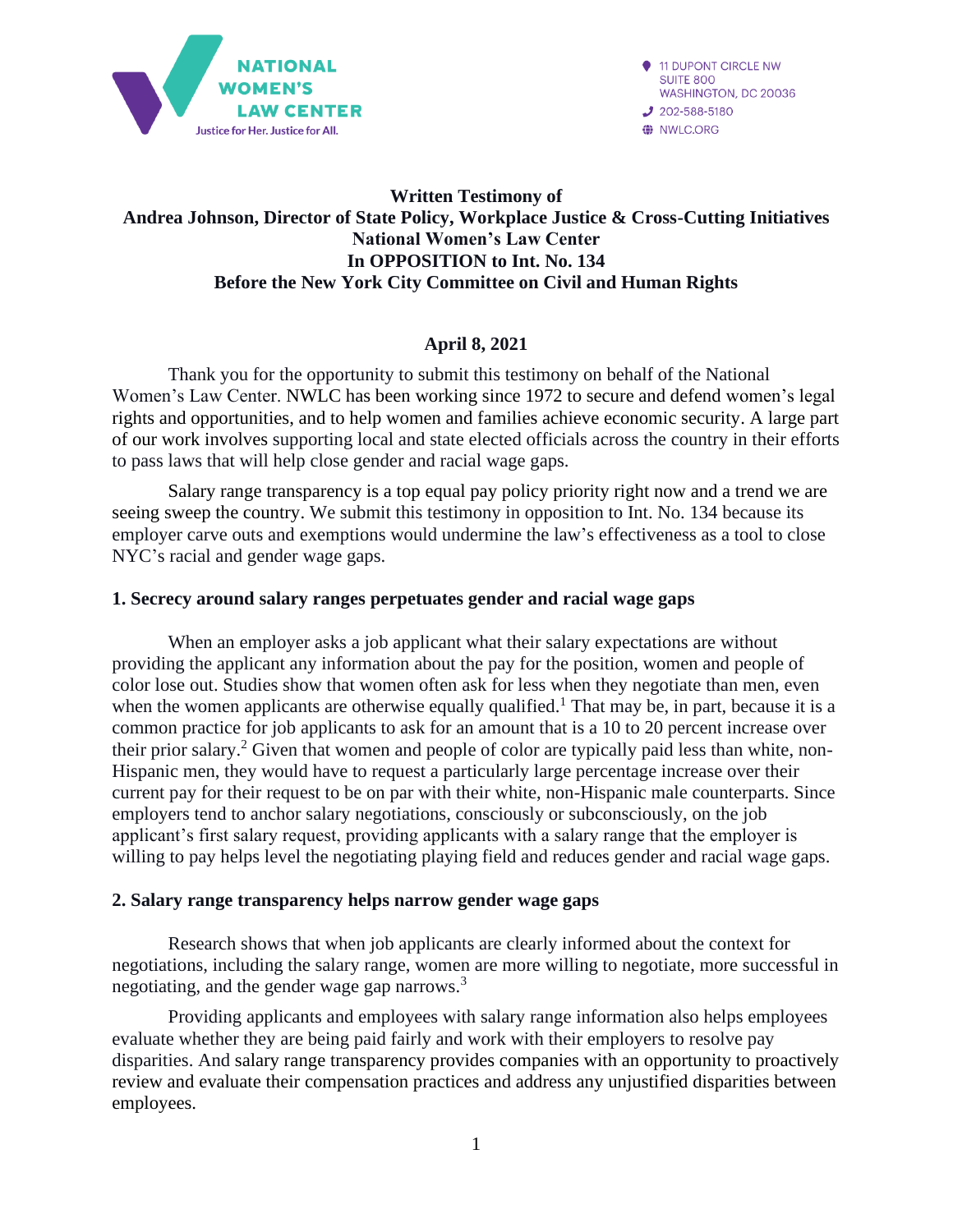NATIONAL WOMEN'S LAW CENTER
Justice for Her. Justice for All.

11 DUPONT CIRCLE NW
SUITE 800
WASHINGTON, DC 20036
202-588-5180
NWLC.ORG

**Written Testimony of**
**Andrea Johnson, Director of State Policy, Workplace Justice & Cross-Cutting Initiatives**
**National Women's Law Center**
**In OPPOSITION to Int. No. 134**
**Before the New York City Committee on Civil and Human Rights**

**April 8, 2021**

Thank you for the opportunity to submit this testimony on behalf of the National Women's Law Center. NWLC has been working since 1972 to secure and defend women's legal rights and opportunities, and to help women and families achieve economic security. A large part of our work involves supporting local and state elected officials across the country in their efforts to pass laws that will help close gender and racial wage gaps.

Salary range transparency is a top equal pay policy priority right now and a trend we are seeing sweep the country. We submit this testimony in opposition to Int. No. 134 because its employer carve outs and exemptions would undermine the law's effectiveness as a tool to close NYC's racial and gender wage gaps.

## 1. Secrecy around salary ranges perpetuates gender and racial wage gaps

When an employer asks a job applicant what their salary expectations are without providing the applicant any information about the pay for the position, women and people of color lose out. Studies show that women often ask for less when they negotiate than men, even when the women applicants are otherwise equally qualified.[1] That may be, in part, because it is a common practice for job applicants to ask for an amount that is a 10 to 20 percent increase over their prior salary.[2] Given that women and people of color are typically paid less than white, non-Hispanic men, they would have to request a particularly large percentage increase over their current pay for their request to be on par with their white, non-Hispanic male counterparts. Since employers tend to anchor salary negotiations, consciously or subconsciously, on the job applicant's first salary request, providing applicants with a salary range that the employer is willing to pay helps level the negotiating playing field and reduces gender and racial wage gaps.

## 2. Salary range transparency helps narrow gender wage gaps

Research shows that when job applicants are clearly informed about the context for negotiations, including the salary range, women are more willing to negotiate, more successful in negotiating, and the gender wage gap narrows.[3]

Providing applicants and employees with salary range information also helps employees evaluate whether they are being paid fairly and work with their employers to resolve pay disparities. And salary range transparency provides companies with an opportunity to proactively review and evaluate their compensation practices and address any unjustified disparities between employees.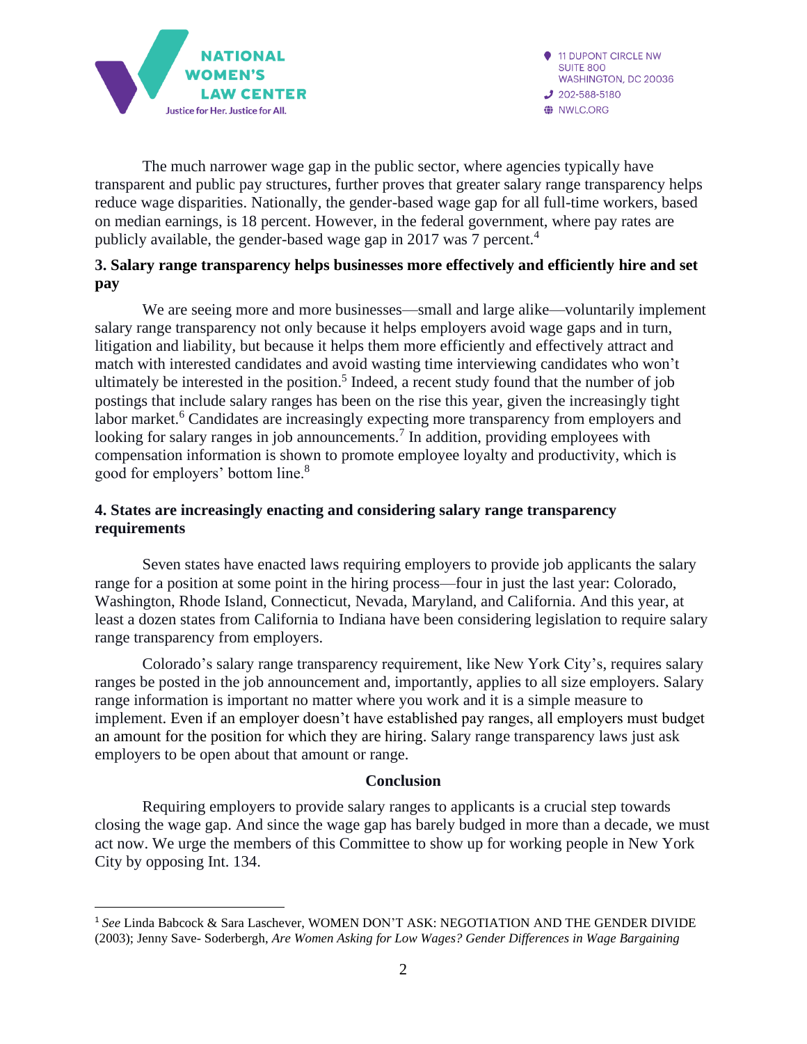The much narrower wage gap in the public sector, where agencies typically have transparent and public pay structures, further proves that greater salary range transparency helps reduce wage disparities. Nationally, the gender-based wage gap for all full-time workers, based on median earnings, is 18 percent. However, in the federal government, where pay rates are publicly available, the gender-based wage gap in 2017 was 7 percent.[4]

**3. Salary range transparency helps businesses more effectively and efficiently hire and set pay**

We are seeing more and more businesses—small and large alike—voluntarily implement salary range transparency not only because it helps employers avoid wage gaps and in turn, litigation and liability, but because it helps them more efficiently and effectively attract and match with interested candidates and avoid wasting time interviewing candidates who won't ultimately be interested in the position.[5] Indeed, a recent study found that the number of job postings that include salary ranges has been on the rise this year, given the increasingly tight labor market.[6] Candidates are increasingly expecting more transparency from employers and looking for salary ranges in job announcements.[7] In addition, providing employees with compensation information is shown to promote employee loyalty and productivity, which is good for employers' bottom line.[8]

**4. States are increasingly enacting and considering salary range transparency requirements**

Seven states have enacted laws requiring employers to provide job applicants the salary range for a position at some point in the hiring process—four in just the last year: Colorado, Washington, Rhode Island, Connecticut, Nevada, Maryland, and California. And this year, at least a dozen states from California to Indiana have been considering legislation to require salary range transparency from employers.

Colorado's salary range transparency requirement, like New York City's, requires salary ranges be posted in the job announcement and, importantly, applies to all size employers. Salary range information is important no matter where you work and it is a simple measure to implement. Even if an employer doesn't have established pay ranges, all employers must budget an amount for the position for which they are hiring. Salary range transparency laws just ask employers to be open about that amount or range.

**Conclusion**

Requiring employers to provide salary ranges to applicants is a crucial step towards closing the wage gap. And since the wage gap has barely budged in more than a decade, we must act now. We urge the members of this Committee to show up for working people in New York City by opposing Int. 134.

---

[1] *See* Linda Babcock & Sara Laschever, WOMEN DON'T ASK: NEGOTIATION AND THE GENDER DIVIDE (2003); Jenny Save- Soderbergh, *Are Women Asking for Low Wages? Gender Differences in Wage Bargaining*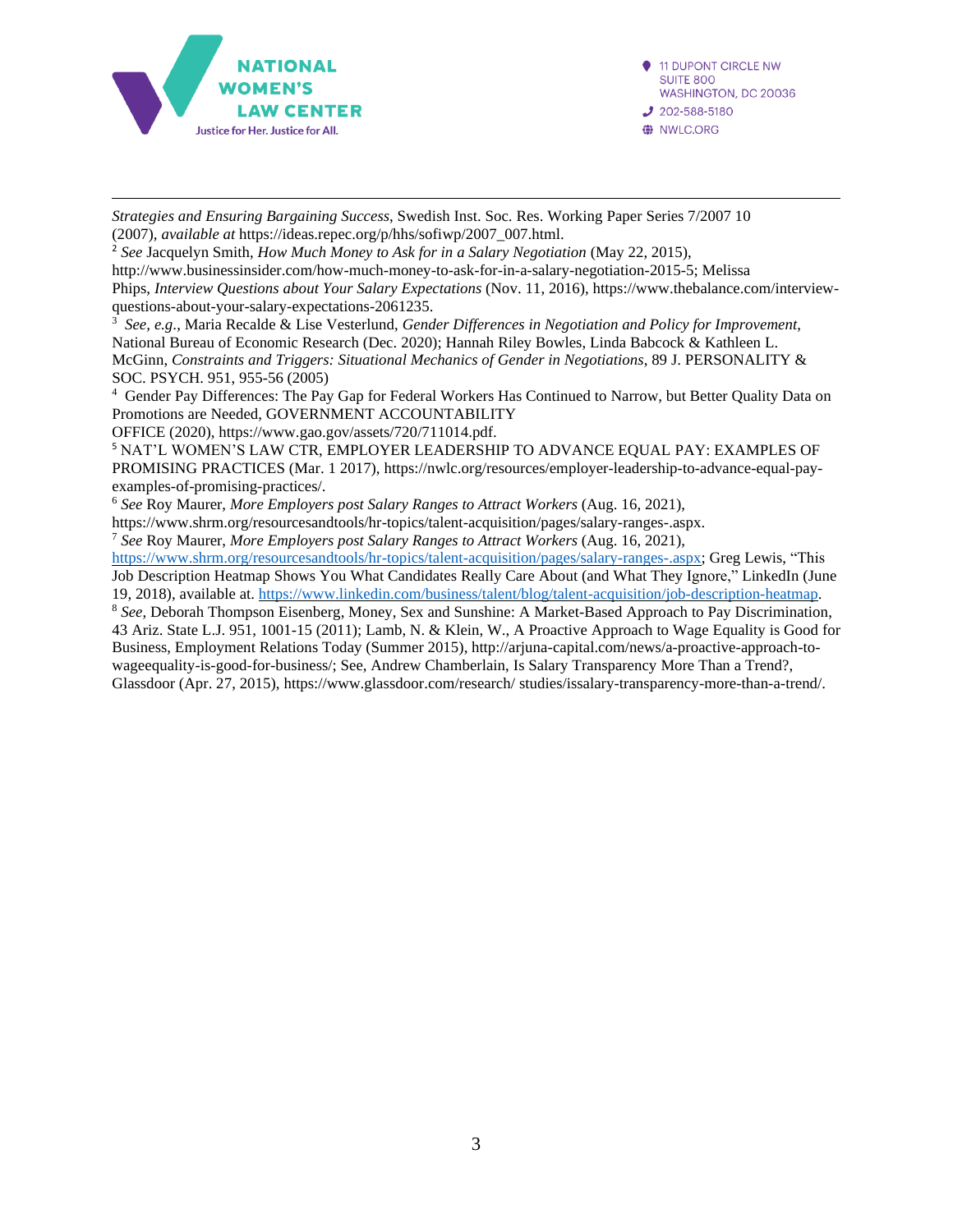*Strategies and Ensuring Bargaining Success*, Swedish Inst. Soc. Res. Working Paper Series 7/2007 10 (2007), *available at* https://ideas.repec.org/p/hhs/sofiwp/2007_007.html.

[2] *See* Jacquelyn Smith, *How Much Money to Ask for in a Salary Negotiation* (May 22, 2015), http://www.businessinsider.com/how-much-money-to-ask-for-in-a-salary-negotiation-2015-5; Melissa Phips, *Interview Questions about Your Salary Expectations* (Nov. 11, 2016), https://www.thebalance.com/interview-questions-about-your-salary-expectations-2061235.

[3] *See, e.g*., Maria Recalde & Lise Vesterlund, *Gender Differences in Negotiation and Policy for Improvement*, National Bureau of Economic Research (Dec. 2020); Hannah Riley Bowles, Linda Babcock & Kathleen L. McGinn, *Constraints and Triggers: Situational Mechanics of Gender in Negotiations*, 89 J. PERSONALITY & SOC. PSYCH. 951, 955-56 (2005)

[4] Gender Pay Differences: The Pay Gap for Federal Workers Has Continued to Narrow, but Better Quality Data on Promotions are Needed, GOVERNMENT ACCOUNTABILITY OFFICE (2020), https://www.gao.gov/assets/720/711014.pdf.

[5] NAT'L WOMEN'S LAW CTR, EMPLOYER LEADERSHIP TO ADVANCE EQUAL PAY: EXAMPLES OF PROMISING PRACTICES (Mar. 1 2017), https://nwlc.org/resources/employer-leadership-to-advance-equal-pay-examples-of-promising-practices/.

[6] *See* Roy Maurer, *More Employers post Salary Ranges to Attract Workers* (Aug. 16, 2021), https://www.shrm.org/resourcesandtools/hr-topics/talent-acquisition/pages/salary-ranges-.aspx.

[7] *See* Roy Maurer, *More Employers post Salary Ranges to Attract Workers* (Aug. 16, 2021), https://www.shrm.org/resourcesandtools/hr-topics/talent-acquisition/pages/salary-ranges-.aspx; Greg Lewis, "This Job Description Heatmap Shows You What Candidates Really Care About (and What They Ignore," LinkedIn (June 19, 2018), available at. https://www.linkedin.com/business/talent/blog/talent-acquisition/job-description-heatmap.

[8] *See*, Deborah Thompson Eisenberg, Money, Sex and Sunshine: A Market-Based Approach to Pay Discrimination, 43 Ariz. State L.J. 951, 1001-15 (2011); Lamb, N. & Klein, W., A Proactive Approach to Wage Equality is Good for Business, Employment Relations Today (Summer 2015), http://arjuna-capital.com/news/a-proactive-approach-to-wageequality-is-good-for-business/; See, Andrew Chamberlain, Is Salary Transparency More Than a Trend?, Glassdoor (Apr. 27, 2015), https://www.glassdoor.com/research/ studies/issalary-transparency-more-than-a-trend/.